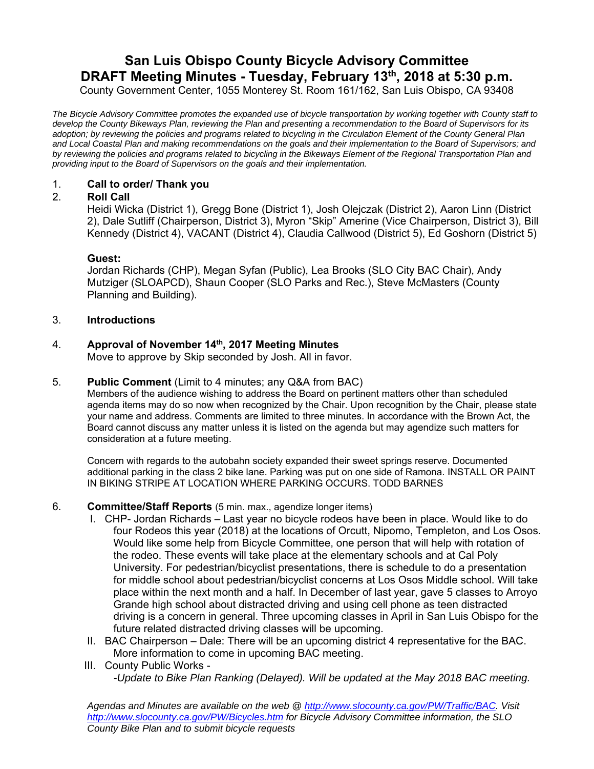# San Luis Obispo County Bicycle Advisory Committee
# DRAFT Meeting Minutes - Tuesday, February 13th, 2018 at 5:30 p.m.

County Government Center, 1055 Monterey St. Room 161/162, San Luis Obispo, CA 93408

*The Bicycle Advisory Committee promotes the expanded use of bicycle transportation by working together with County staff to develop the County Bikeways Plan, reviewing the Plan and presenting a recommendation to the Board of Supervisors for its adoption; by reviewing the policies and programs related to bicycling in the Circulation Element of the County General Plan and Local Coastal Plan and making recommendations on the goals and their implementation to the Board of Supervisors; and by reviewing the policies and programs related to bicycling in the Bikeways Element of the Regional Transportation Plan and providing input to the Board of Supervisors on the goals and their implementation.*

1. **Call to order/ Thank you**
2. **Roll Call**

   Heidi Wicka (District 1), Gregg Bone (District 1), Josh Olejczak (District 2), Aaron Linn (District 2), Dale Sutliff (Chairperson, District 3), Myron "Skip" Amerine (Vice Chairperson, District 3), Bill Kennedy (District 4), VACANT (District 4), Claudia Callwood (District 5), Ed Goshorn (District 5)

   **Guest:**

   Jordan Richards (CHP), Megan Syfan (Public), Lea Brooks (SLO City BAC Chair), Andy Mutziger (SLOAPCD), Shaun Cooper (SLO Parks and Rec.), Steve McMasters (County Planning and Building).

3. **Introductions**

4. **Approval of November 14th, 2017 Meeting Minutes**

   Move to approve by Skip seconded by Josh. All in favor.

5. **Public Comment** (Limit to 4 minutes; any Q&A from BAC)

   Members of the audience wishing to address the Board on pertinent matters other than scheduled agenda items may do so now when recognized by the Chair. Upon recognition by the Chair, please state your name and address. Comments are limited to three minutes. In accordance with the Brown Act, the Board cannot discuss any matter unless it is listed on the agenda but may agendize such matters for consideration at a future meeting.

   Concern with regards to the autobahn society expanded their sweet springs reserve. Documented additional parking in the class 2 bike lane. Parking was put on one side of Ramona. INSTALL OR PAINT IN BIKING STRIPE AT LOCATION WHERE PARKING OCCURS. TODD BARNES

6. **Committee/Staff Reports** (5 min. max., agendize longer items)

   I. CHP- Jordan Richards – Last year no bicycle rodeos have been in place. Would like to do four Rodeos this year (2018) at the locations of Orcutt, Nipomo, Templeton, and Los Osos. Would like some help from Bicycle Committee, one person that will help with rotation of the rodeo. These events will take place at the elementary schools and at Cal Poly University. For pedestrian/bicyclist presentations, there is schedule to do a presentation for middle school about pedestrian/bicyclist concerns at Los Osos Middle school. Will take place within the next month and a half. In December of last year, gave 5 classes to Arroyo Grande high school about distracted driving and using cell phone as teen distracted driving is a concern in general. Three upcoming classes in April in San Luis Obispo for the future related distracted driving classes will be upcoming.

   II. BAC Chairperson – Dale: There will be an upcoming district 4 representative for the BAC. More information to come in upcoming BAC meeting.

   III. County Public Works -

   *-Update to Bike Plan Ranking (Delayed). Will be updated at the May 2018 BAC meeting.*

*Agendas and Minutes are available on the web @ http://www.slocounty.ca.gov/PW/Traffic/BAC. Visit http://www.slocounty.ca.gov/PW/Bicycles.htm for Bicycle Advisory Committee information, the SLO County Bike Plan and to submit bicycle requests*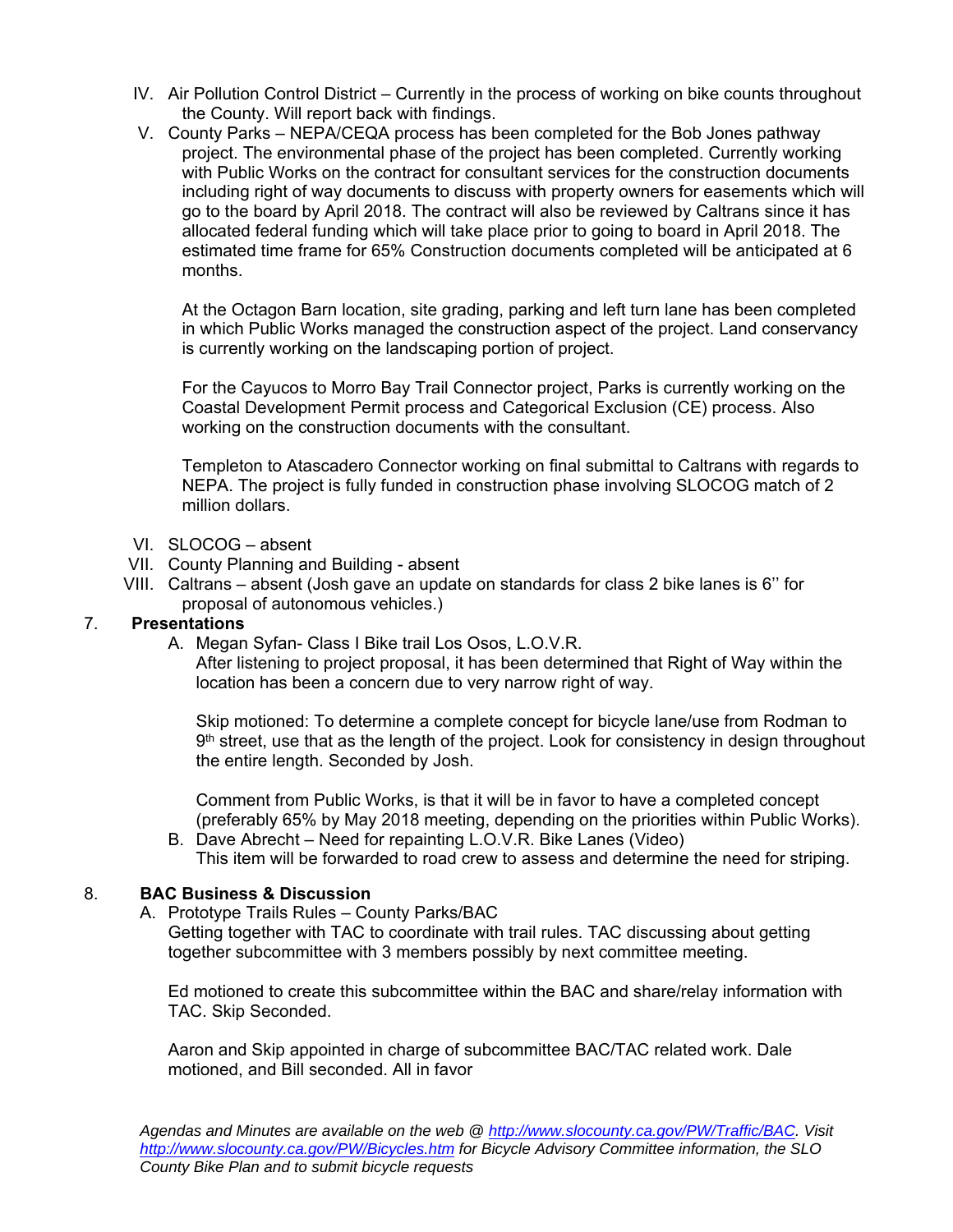IV. Air Pollution Control District – Currently in the process of working on bike counts throughout the County. Will report back with findings.

V. County Parks – NEPA/CEQA process has been completed for the Bob Jones pathway project. The environmental phase of the project has been completed. Currently working with Public Works on the contract for consultant services for the construction documents including right of way documents to discuss with property owners for easements which will go to the board by April 2018. The contract will also be reviewed by Caltrans since it has allocated federal funding which will take place prior to going to board in April 2018. The estimated time frame for 65% Construction documents completed will be anticipated at 6 months.

   At the Octagon Barn location, site grading, parking and left turn lane has been completed in which Public Works managed the construction aspect of the project. Land conservancy is currently working on the landscaping portion of project.

   For the Cayucos to Morro Bay Trail Connector project, Parks is currently working on the Coastal Development Permit process and Categorical Exclusion (CE) process. Also working on the construction documents with the consultant.

   Templeton to Atascadero Connector working on final submittal to Caltrans with regards to NEPA. The project is fully funded in construction phase involving SLOCOG match of 2 million dollars.

VI. SLOCOG – absent

VII. County Planning and Building - absent

VIII. Caltrans – absent (Josh gave an update on standards for class 2 bike lanes is 6'' for proposal of autonomous vehicles.)

## 7. Presentations

A. Megan Syfan- Class I Bike trail Los Osos, L.O.V.R.
   After listening to project proposal, it has been determined that Right of Way within the location has been a concern due to very narrow right of way.

   Skip motioned: To determine a complete concept for bicycle lane/use from Rodman to 9th street, use that as the length of the project. Look for consistency in design throughout the entire length. Seconded by Josh.

   Comment from Public Works, is that it will be in favor to have a completed concept (preferably 65% by May 2018 meeting, depending on the priorities within Public Works).

B. Dave Abrecht – Need for repainting L.O.V.R. Bike Lanes (Video)
   This item will be forwarded to road crew to assess and determine the need for striping.

## 8. BAC Business & Discussion

A. Prototype Trails Rules – County Parks/BAC
   Getting together with TAC to coordinate with trail rules. TAC discussing about getting together subcommittee with 3 members possibly by next committee meeting.

   Ed motioned to create this subcommittee within the BAC and share/relay information with TAC. Skip Seconded.

   Aaron and Skip appointed in charge of subcommittee BAC/TAC related work. Dale motioned, and Bill seconded. All in favor

*Agendas and Minutes are available on the web @ [http://www.slocounty.ca.gov/PW/Traffic/BAC](http://www.slocounty.ca.gov/PW/Traffic/BAC). Visit [http://www.slocounty.ca.gov/PW/Bicycles.htm](http://www.slocounty.ca.gov/PW/Bicycles.htm) for Bicycle Advisory Committee information, the SLO County Bike Plan and to submit bicycle requests*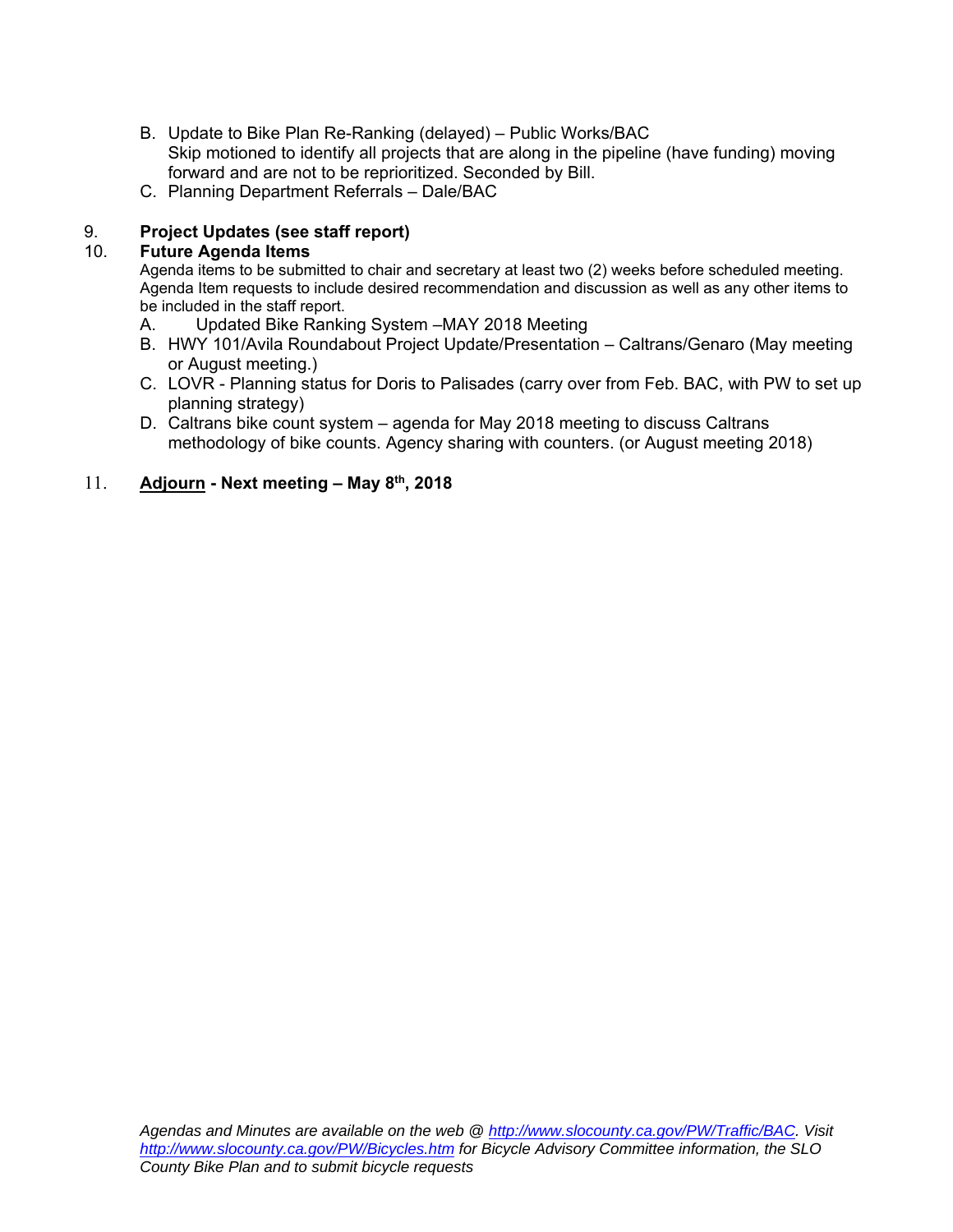B. Update to Bike Plan Re-Ranking (delayed) – Public Works/BAC
   Skip motioned to identify all projects that are along in the pipeline (have funding) moving forward and are not to be reprioritized. Seconded by Bill.

C. Planning Department Referrals – Dale/BAC

9. **Project Updates (see staff report)**

10. **Future Agenda Items**

    Agenda items to be submitted to chair and secretary at least two (2) weeks before scheduled meeting. Agenda Item requests to include desired recommendation and discussion as well as any other items to be included in the staff report.

    A. Updated Bike Ranking System –MAY 2018 Meeting
    B. HWY 101/Avila Roundabout Project Update/Presentation – Caltrans/Genaro (May meeting or August meeting.)
    C. LOVR - Planning status for Doris to Palisades (carry over from Feb. BAC, with PW to set up planning strategy)
    D. Caltrans bike count system – agenda for May 2018 meeting to discuss Caltrans methodology of bike counts. Agency sharing with counters. (or August meeting 2018)

11. **<u>Adjourn</u> - Next meeting – May 8th, 2018**

*Agendas and Minutes are available on the web @ [http://www.slocounty.ca.gov/PW/Traffic/BAC](http://www.slocounty.ca.gov/PW/Traffic/BAC). Visit [http://www.slocounty.ca.gov/PW/Bicycles.htm](http://www.slocounty.ca.gov/PW/Bicycles.htm) for Bicycle Advisory Committee information, the SLO County Bike Plan and to submit bicycle requests*